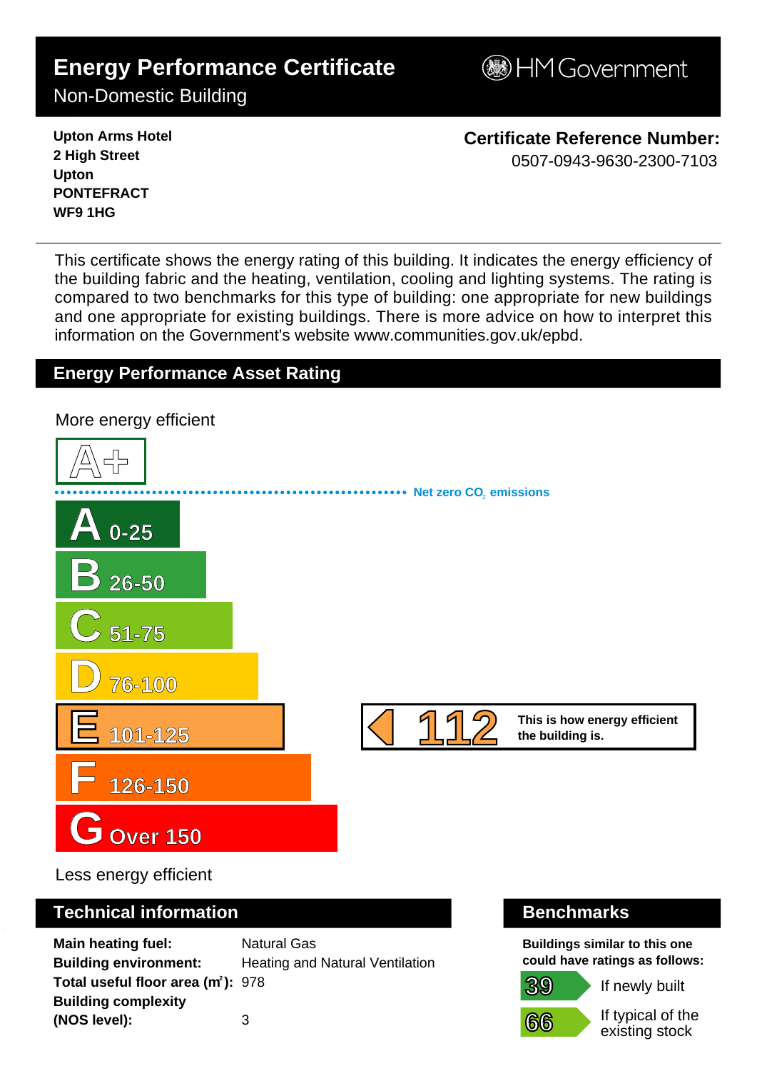# Energy Performance Certificate

Non-Domestic Building

HM Government

**Upton Arms Hotel**
**2 High Street**
**Upton**
**PONTEFRACT**
**WF9 1HG**

**Certificate Reference Number:**
0507-0943-9630-2300-7103

This certificate shows the energy rating of this building. It indicates the energy efficiency of the building fabric and the heating, ventilation, cooling and lighting systems. The rating is compared to two benchmarks for this type of building: one appropriate for new buildings and one appropriate for existing buildings. There is more advice on how to interpret this information on the Government's website www.communities.gov.uk/epbd.

## Energy Performance Asset Rating

More energy efficient

A+

Net zero $CO_2$ emissions

- A 0-25
- B 26-50
- C 51-75
- D 76-100
- E 101-125
- F 126-150
- G Over 150

**112** This is how energy efficient the building is.

Less energy efficient

## Technical information

| | |
|---|---|
| **Main heating fuel:** | Natural Gas |
| **Building environment:** | Heating and Natural Ventilation |
| **Total useful floor area ($m^2$):** | 978 |
| **Building complexity (NOS level):** | 3 |

## Benchmarks

**Buildings similar to this one could have ratings as follows:**

- 39 If newly built
- 66 If typical of the existing stock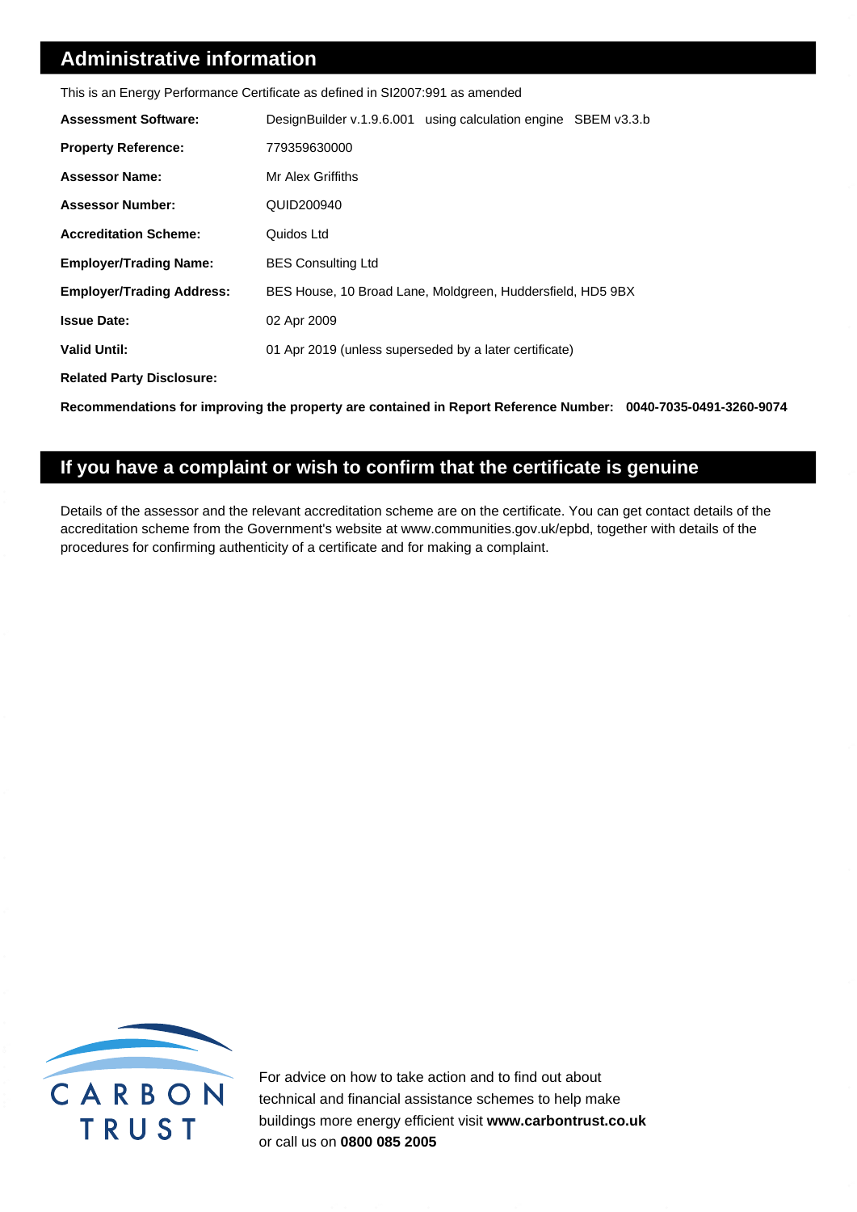## Administrative information

This is an Energy Performance Certificate as defined in SI2007:991 as amended

| | |
|---|---|
| **Assessment Software:** | DesignBuilder v.1.9.6.001 using calculation engine SBEM v3.3.b |
| **Property Reference:** | 779359630000 |
| **Assessor Name:** | Mr Alex Griffiths |
| **Assessor Number:** | QUID200940 |
| **Accreditation Scheme:** | Quidos Ltd |
| **Employer/Trading Name:** | BES Consulting Ltd |
| **Employer/Trading Address:** | BES House, 10 Broad Lane, Moldgreen, Huddersfield, HD5 9BX |
| **Issue Date:** | 02 Apr 2009 |
| **Valid Until:** | 01 Apr 2019 (unless superseded by a later certificate) |
| **Related Party Disclosure:** | |

**Recommendations for improving the property are contained in Report Reference Number: 0040-7035-0491-3260-9074**

## If you have a complaint or wish to confirm that the certificate is genuine

Details of the assessor and the relevant accreditation scheme are on the certificate. You can get contact details of the accreditation scheme from the Government's website at www.communities.gov.uk/epbd, together with details of the procedures for confirming authenticity of a certificate and for making a complaint.

CARBON TRUST

For advice on how to take action and to find out about technical and financial assistance schemes to help make buildings more energy efficient visit **www.carbontrust.co.uk** or call us on **0800 085 2005**